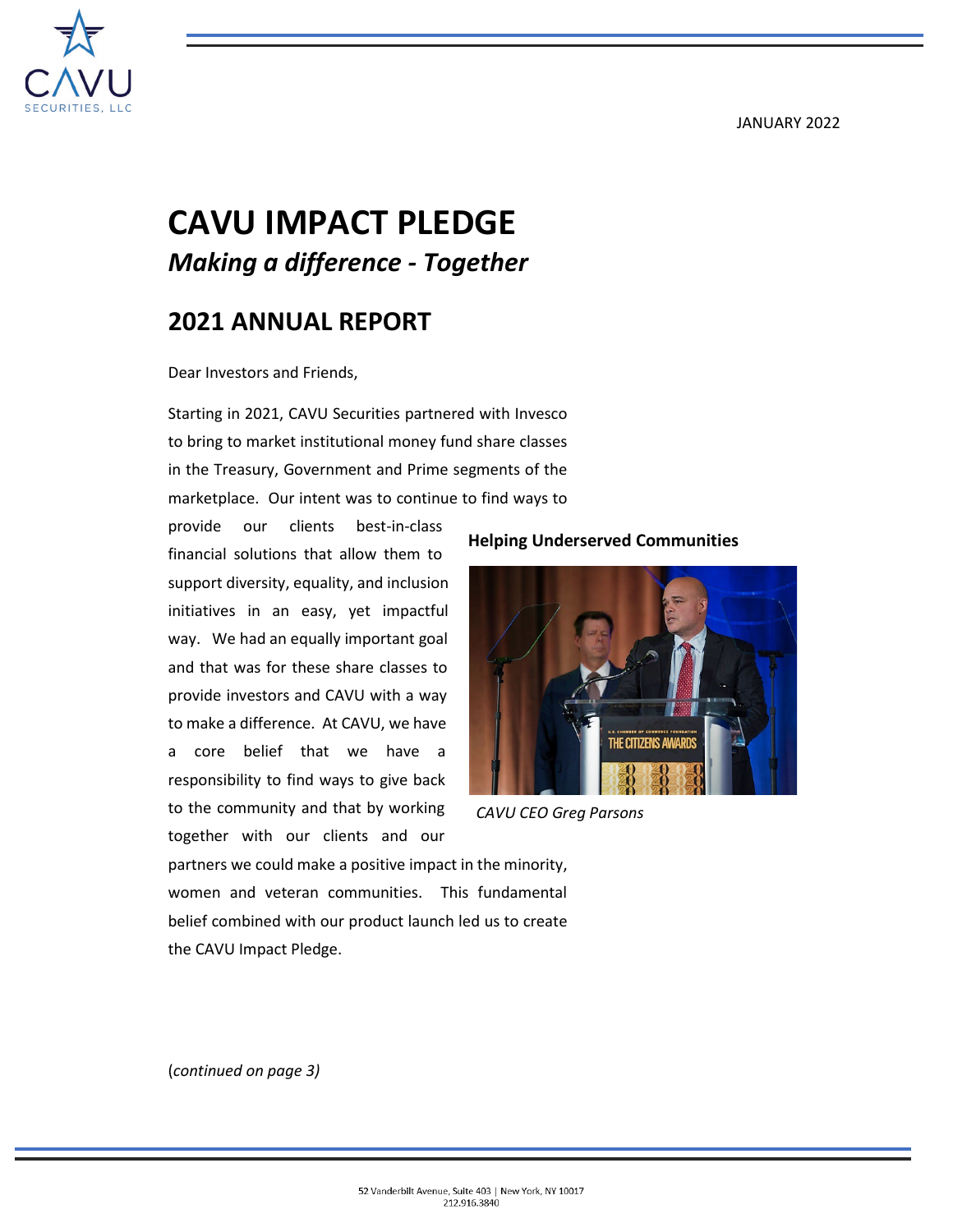JANUARY 2022

# CAVU IMPACT PLEDGE

## *Making a difference - Together*

## 2021 ANNUAL REPORT

Dear Investors and Friends,

Starting in 2021, CAVU Securities partnered with Invesco to bring to market institutional money fund share classes in the Treasury, Government and Prime segments of the marketplace. Our intent was to continue to find ways to provide our clients best-in-class financial solutions that allow them to support diversity, equality, and inclusion initiatives in an easy, yet impactful way. We had an equally important goal and that was for these share classes to provide investors and CAVU with a way to make a difference. At CAVU, we have a core belief that we have a responsibility to find ways to give back to the community and that by working together with our clients and our partners we could make a positive impact in the minority, women and veteran communities. This fundamental belief combined with our product launch led us to create the CAVU Impact Pledge.

**Helping Underserved Communities**

*CAVU CEO Greg Parsons*

(*continued on page 3)*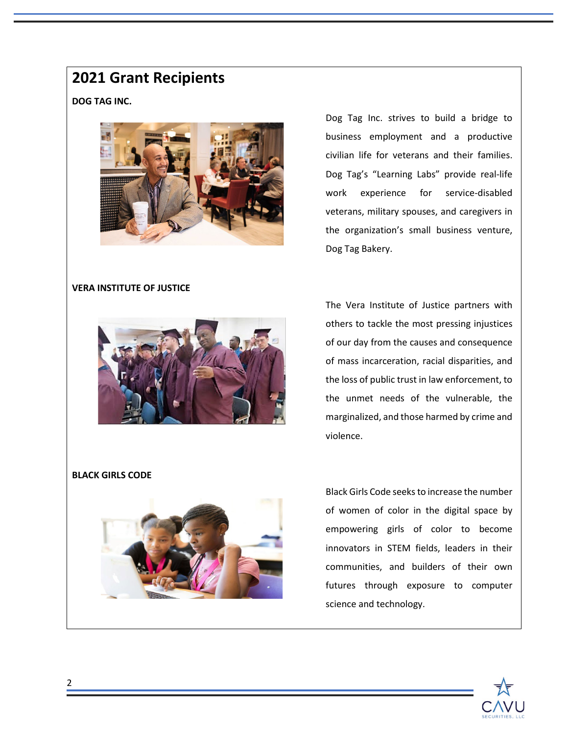## 2021 Grant Recipients

**DOG TAG INC.**

Dog Tag Inc. strives to build a bridge to business employment and a productive civilian life for veterans and their families. Dog Tag's "Learning Labs" provide real-life work experience for service-disabled veterans, military spouses, and caregivers in the organization's small business venture, Dog Tag Bakery.

**VERA INSTITUTE OF JUSTICE**

The Vera Institute of Justice partners with others to tackle the most pressing injustices of our day from the causes and consequence of mass incarceration, racial disparities, and the loss of public trust in law enforcement, to the unmet needs of the vulnerable, the marginalized, and those harmed by crime and violence.

**BLACK GIRLS CODE**

Black Girls Code seeks to increase the number of women of color in the digital space by empowering girls of color to become innovators in STEM fields, leaders in their communities, and builders of their own futures through exposure to computer science and technology.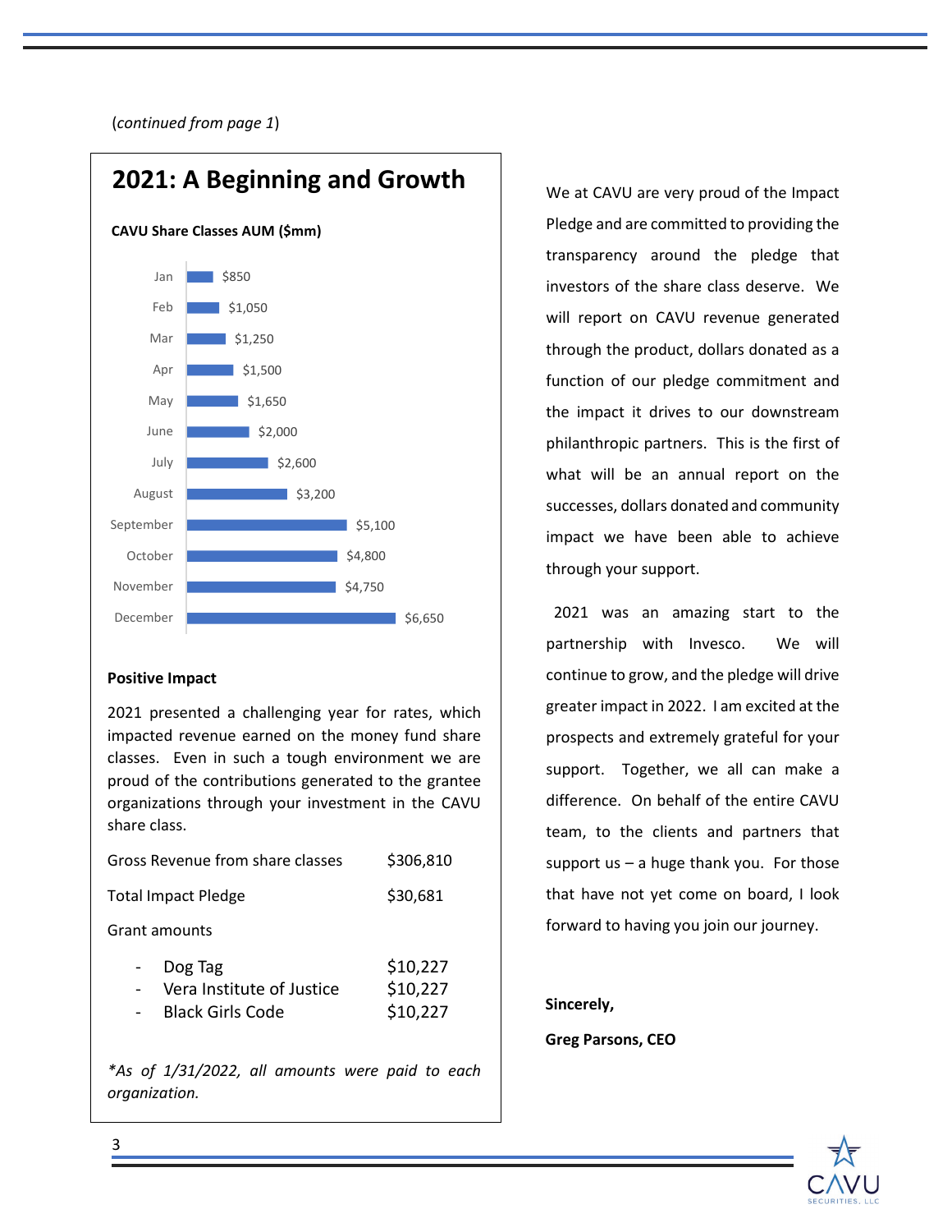(*continued from page 1*)

## 2021: A Beginning and Growth

**CAVU Share Classes AUM ($mm)**

| Month | AUM ($mm) |
|---|---|
| Jan | $850 |
| Feb | $1,050 |
| Mar | $1,250 |
| Apr | $1,500 |
| May | $1,650 |
| June | $2,000 |
| July | $2,600 |
| August | $3,200 |
| September | $5,100 |
| October | $4,800 |
| November | $4,750 |
| December | $6,650 |

**Positive Impact**

2021 presented a challenging year for rates, which impacted revenue earned on the money fund share classes. Even in such a tough environment we are proud of the contributions generated to the grantee organizations through your investment in the CAVU share class.

| | |
|---|---|
| Gross Revenue from share classes | $306,810 |
| Total Impact Pledge | $30,681 |
| Grant amounts | |
| - Dog Tag | $10,227 |
| - Vera Institute of Justice | $10,227 |
| - Black Girls Code | $10,227 |

**As of 1/31/2022, all amounts were paid to each organization.*

We at CAVU are very proud of the Impact Pledge and are committed to providing the transparency around the pledge that investors of the share class deserve. We will report on CAVU revenue generated through the product, dollars donated as a function of our pledge commitment and the impact it drives to our downstream philanthropic partners. This is the first of what will be an annual report on the successes, dollars donated and community impact we have been able to achieve through your support.

2021 was an amazing start to the partnership with Invesco. We will continue to grow, and the pledge will drive greater impact in 2022. I am excited at the prospects and extremely grateful for your support. Together, we all can make a difference. On behalf of the entire CAVU team, to the clients and partners that support us – a huge thank you. For those that have not yet come on board, I look forward to having you join our journey.

**Sincerely,**

**Greg Parsons, CEO**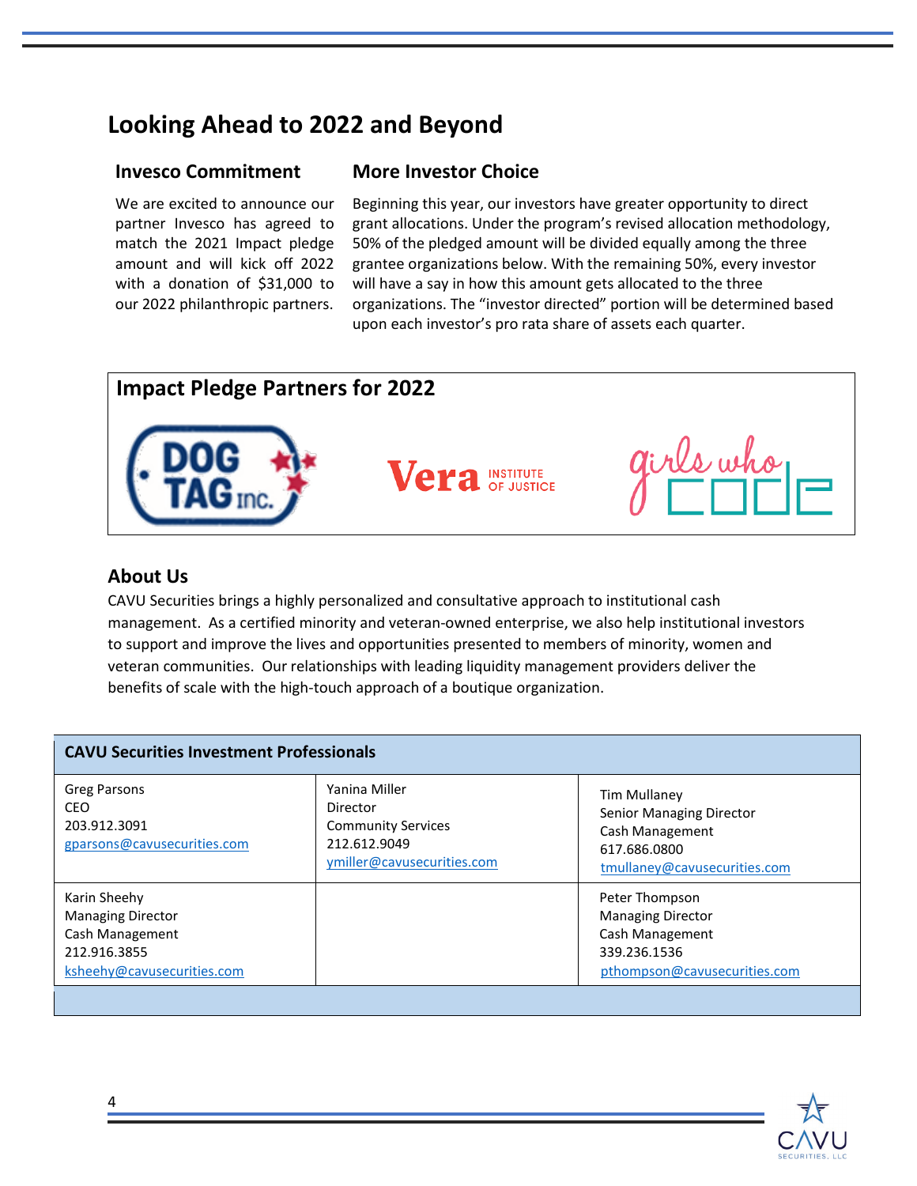# Looking Ahead to 2022 and Beyond

### Invesco Commitment

We are excited to announce our partner Invesco has agreed to match the 2021 Impact pledge amount and will kick off 2022 with a donation of $31,000 to our 2022 philanthropic partners.

### More Investor Choice

Beginning this year, our investors have greater opportunity to direct grant allocations. Under the program's revised allocation methodology, 50% of the pledged amount will be divided equally among the three grantee organizations below. With the remaining 50%, every investor will have a say in how this amount gets allocated to the three organizations. The "investor directed" portion will be determined based upon each investor's pro rata share of assets each quarter.

## Impact Pledge Partners for 2022

DOG TAG INC.

Vera INSTITUTE OF JUSTICE

girls who code

## About Us

CAVU Securities brings a highly personalized and consultative approach to institutional cash management. As a certified minority and veteran-owned enterprise, we also help institutional investors to support and improve the lives and opportunities presented to members of minority, women and veteran communities. Our relationships with leading liquidity management providers deliver the benefits of scale with the high-touch approach of a boutique organization.

| CAVU Securities Investment Professionals | | |
|---|---|---|
| Greg Parsons<br>CEO<br>203.912.3091<br>gparsons@cavusecurities.com | Yanina Miller<br>Director<br>Community Services<br>212.612.9049<br>ymiller@cavusecurities.com | Tim Mullaney<br>Senior Managing Director<br>Cash Management<br>617.686.0800<br>tmullaney@cavusecurities.com |
| Karin Sheehy<br>Managing Director<br>Cash Management<br>212.916.3855<br>ksheehy@cavusecurities.com | | Peter Thompson<br>Managing Director<br>Cash Management<br>339.236.1536<br>pthompson@cavusecurities.com |

CAVU SECURITIES, LLC